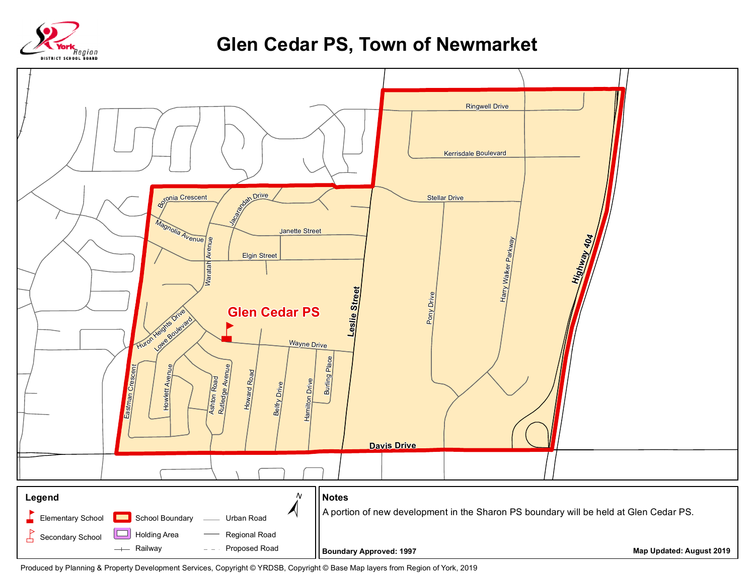# Glen Cedar PS, Town of Newmarket

York Region District School Board

Ringwell Drive
Kerrisdale Boulevard
Stellar Drive
Boronia Crescent
Jacarandah Drive
Magnolia Avenue
Janette Street
Elgin Street
Waratah Avenue
Leslie Street
Pony Drive
Harry Walker Parkway
Highway 404
Glen Cedar PS
Huron Heights Drive
Lowe Boulevard
Wayne Drive
Eastman Crescent
Howlett Avenue
Ashton Road
Rutledge Avenue
Howard Road
Belfry Drive
Hamilton Drive
Burling Place
Davis Drive

## Legend

- Elementary School
- Secondary School
- School Boundary
- Holding Area
- Railway
- Urban Road
- Regional Road
- Proposed Road

N

## Notes

A portion of new development in the Sharon PS boundary will be held at Glen Cedar PS.

**Boundary Approved: 1997**

**Map Updated: August 2019**

Produced by Planning & Property Development Services, Copyright © YRDSB, Copyright © Base Map layers from Region of York, 2019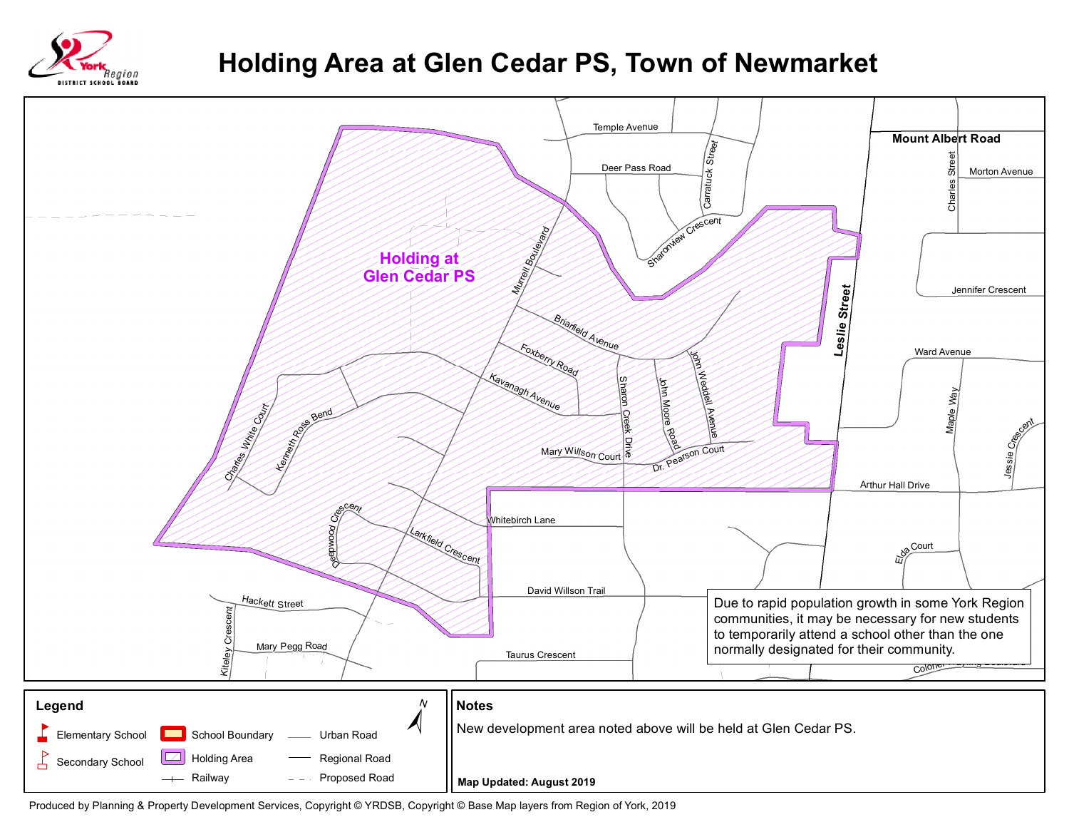# Holding Area at Glen Cedar PS, Town of Newmarket

York Region District School Board

Temple Avenue
Mount Albert Road
Deer Pass Road
Carratuck Street
Charles Street
Morton Avenue
Sharonview Crescent
Holding at Glen Cedar PS
Murrell Boulevard
Jennifer Crescent
Leslie Street
Briarfield Avenue
Ward Avenue
Foxberry Road
Kavanagh Avenue
Sharon Creek Drive
John Moore Road
John Weddell Avenue
Maple Way
Jessie Crescent
Charles White Court
Kenneth Ross Bend
Mary Willson Court
Dr. Pearson Court
Arthur Hall Drive
Whitebirch Lane
Dogwood Crescent
Larkfield Crescent
Elda Court
David Willson Trail
Hackett Street
Kiteley Crescent
Mary Pegg Road
Taurus Crescent
Colonel ...

Due to rapid population growth in some York Region communities, it may be necessary for new students to temporarily attend a school other than the one normally designated for their community.

## Legend

- Elementary School
- Secondary School
- School Boundary
- Holding Area
- Railway
- Urban Road
- Regional Road
- Proposed Road

N

## Notes

New development area noted above will be held at Glen Cedar PS.

**Map Updated: August 2019**

Produced by Planning & Property Development Services, Copyright © YRDSB, Copyright © Base Map layers from Region of York, 2019